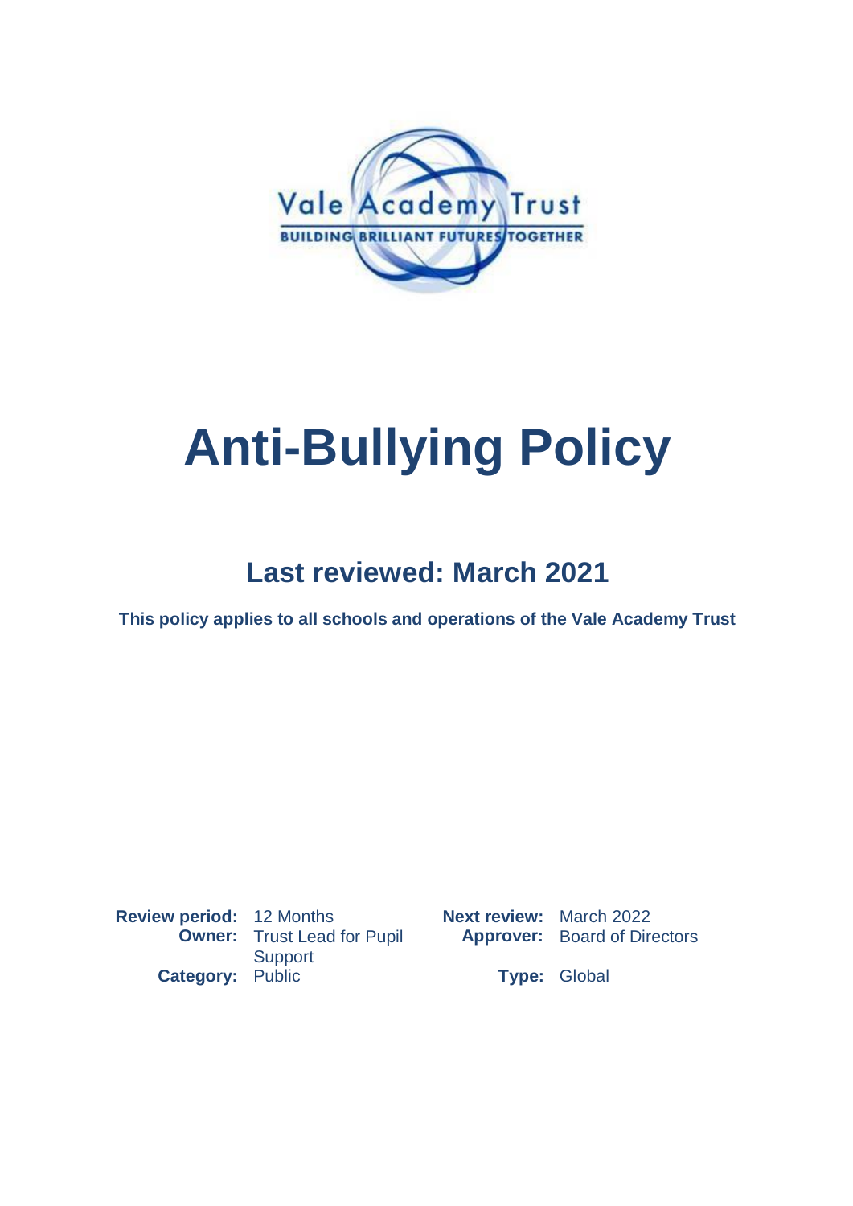Vale Academy Trust

BUILDING BRILLIANT FUTURES TOGETHER

# Anti-Bullying Policy

## Last reviewed: March 2021

**This policy applies to all schools and operations of the Vale Academy Trust**

| | | | |
|---|---|---|---|
| **Review period:** | 12 Months | **Next review:** | March 2022 |
| **Owner:** | Trust Lead for Pupil Support | **Approver:** | Board of Directors |
| **Category:** | Public | **Type:** | Global |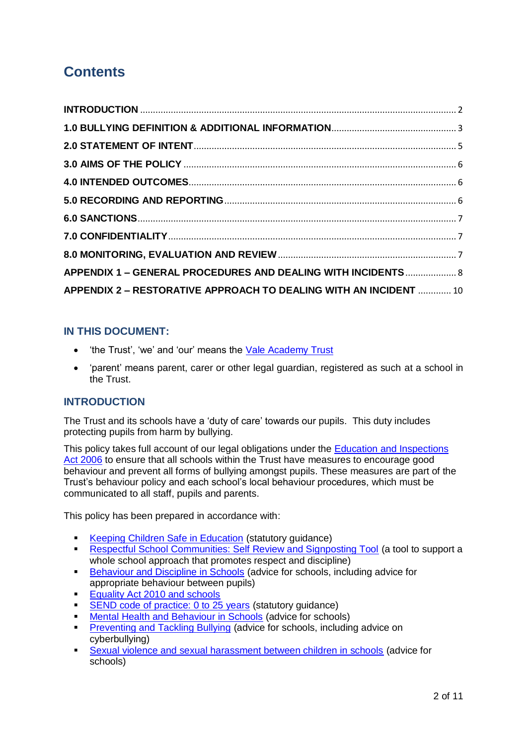# Contents

| | |
|---|---|
| **INTRODUCTION** | 2 |
| **1.0 BULLYING DEFINITION & ADDITIONAL INFORMATION** | 3 |
| **2.0 STATEMENT OF INTENT** | 5 |
| **3.0 AIMS OF THE POLICY** | 6 |
| **4.0 INTENDED OUTCOMES** | 6 |
| **5.0 RECORDING AND REPORTING** | 6 |
| **6.0 SANCTIONS** | 7 |
| **7.0 CONFIDENTIALITY** | 7 |
| **8.0 MONITORING, EVALUATION AND REVIEW** | 7 |
| **APPENDIX 1 – GENERAL PROCEDURES AND DEALING WITH INCIDENTS** | 8 |
| **APPENDIX 2 – RESTORATIVE APPROACH TO DEALING WITH AN INCIDENT** | 10 |

## IN THIS DOCUMENT:

- 'the Trust', 'we' and 'our' means the Vale Academy Trust
- 'parent' means parent, carer or other legal guardian, registered as such at a school in the Trust.

## INTRODUCTION

The Trust and its schools have a 'duty of care' towards our pupils. This duty includes protecting pupils from harm by bullying.

This policy takes full account of our legal obligations under the Education and Inspections Act 2006 to ensure that all schools within the Trust have measures to encourage good behaviour and prevent all forms of bullying amongst pupils. These measures are part of the Trust's behaviour policy and each school's local behaviour procedures, which must be communicated to all staff, pupils and parents.

This policy has been prepared in accordance with:

- Keeping Children Safe in Education (statutory guidance)
- Respectful School Communities: Self Review and Signposting Tool (a tool to support a whole school approach that promotes respect and discipline)
- Behaviour and Discipline in Schools (advice for schools, including advice for appropriate behaviour between pupils)
- Equality Act 2010 and schools
- SEND code of practice: 0 to 25 years (statutory guidance)
- Mental Health and Behaviour in Schools (advice for schools)
- Preventing and Tackling Bullying (advice for schools, including advice on cyberbullying)
- Sexual violence and sexual harassment between children in schools (advice for schools)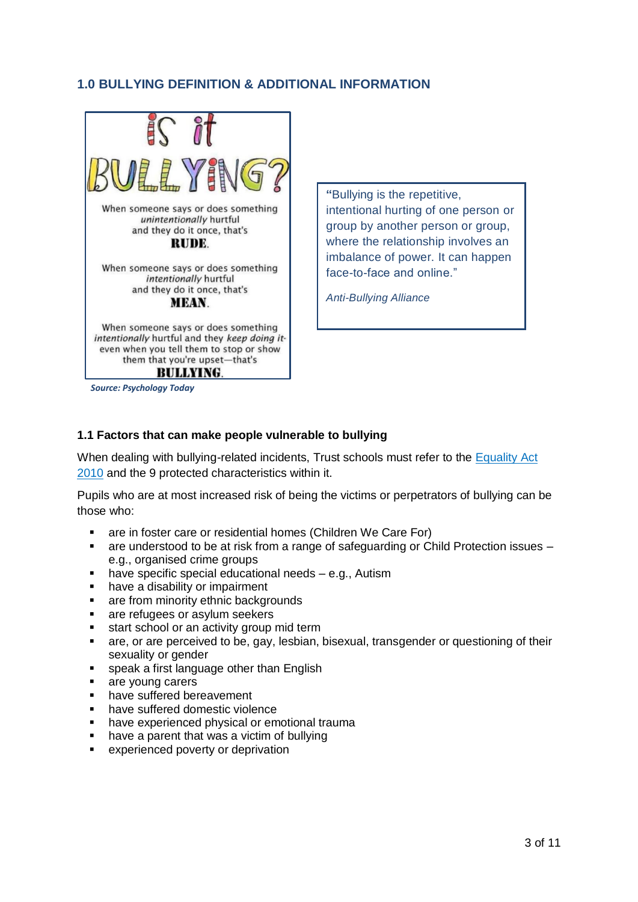## 1.0 BULLYING DEFINITION & ADDITIONAL INFORMATION

**IS it BULLYING?**

When someone says or does something *unintentionally* hurtful and they do it once, that's **RUDE**.

When someone says or does something *intentionally* hurtful and they do it once, that's **MEAN**.

When someone says or does something *intentionally* hurtful and they *keep doing it*- even when you tell them to stop or show them that you're upset—that's **BULLYING**.

*Source: Psychology Today*

> "Bullying is the repetitive, intentional hurting of one person or group by another person or group, where the relationship involves an imbalance of power. It can happen face-to-face and online."
>
> *Anti-Bullying Alliance*

### 1.1 Factors that can make people vulnerable to bullying

When dealing with bullying-related incidents, Trust schools must refer to the [Equality Act 2010]() and the 9 protected characteristics within it.

Pupils who are at most increased risk of being the victims or perpetrators of bullying can be those who:

- are in foster care or residential homes (Children We Care For)
- are understood to be at risk from a range of safeguarding or Child Protection issues – e.g., organised crime groups
- have specific special educational needs – e.g., Autism
- have a disability or impairment
- are from minority ethnic backgrounds
- are refugees or asylum seekers
- start school or an activity group mid term
- are, or are perceived to be, gay, lesbian, bisexual, transgender or questioning of their sexuality or gender
- speak a first language other than English
- are young carers
- have suffered bereavement
- have suffered domestic violence
- have experienced physical or emotional trauma
- have a parent that was a victim of bullying
- experienced poverty or deprivation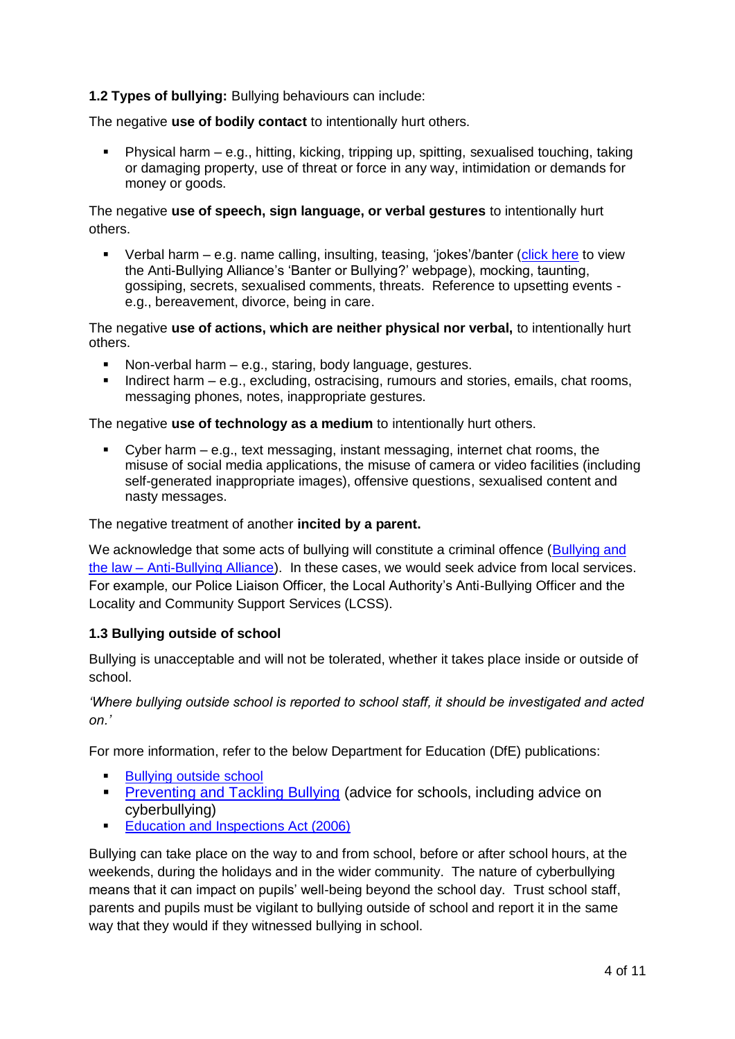**1.2 Types of bullying:** Bullying behaviours can include:

The negative **use of bodily contact** to intentionally hurt others.

- Physical harm – e.g., hitting, kicking, tripping up, spitting, sexualised touching, taking or damaging property, use of threat or force in any way, intimidation or demands for money or goods.

The negative **use of speech, sign language, or verbal gestures** to intentionally hurt others.

- Verbal harm – e.g. name calling, insulting, teasing, 'jokes'/banter (click here to view the Anti-Bullying Alliance's 'Banter or Bullying?' webpage), mocking, taunting, gossiping, secrets, sexualised comments, threats. Reference to upsetting events - e.g., bereavement, divorce, being in care.

The negative **use of actions, which are neither physical nor verbal,** to intentionally hurt others.

- Non-verbal harm – e.g., staring, body language, gestures.
- Indirect harm – e.g., excluding, ostracising, rumours and stories, emails, chat rooms, messaging phones, notes, inappropriate gestures.

The negative **use of technology as a medium** to intentionally hurt others.

- Cyber harm – e.g., text messaging, instant messaging, internet chat rooms, the misuse of social media applications, the misuse of camera or video facilities (including self-generated inappropriate images), offensive questions, sexualised content and nasty messages.

The negative treatment of another **incited by a parent.**

We acknowledge that some acts of bullying will constitute a criminal offence (Bullying and the law – Anti-Bullying Alliance). In these cases, we would seek advice from local services. For example, our Police Liaison Officer, the Local Authority's Anti-Bullying Officer and the Locality and Community Support Services (LCSS).

### 1.3 Bullying outside of school

Bullying is unacceptable and will not be tolerated, whether it takes place inside or outside of school.

*'Where bullying outside school is reported to school staff, it should be investigated and acted on.'*

For more information, refer to the below Department for Education (DfE) publications:

- Bullying outside school
- Preventing and Tackling Bullying (advice for schools, including advice on cyberbullying)
- Education and Inspections Act (2006)

Bullying can take place on the way to and from school, before or after school hours, at the weekends, during the holidays and in the wider community. The nature of cyberbullying means that it can impact on pupils' well-being beyond the school day. Trust school staff, parents and pupils must be vigilant to bullying outside of school and report it in the same way that they would if they witnessed bullying in school.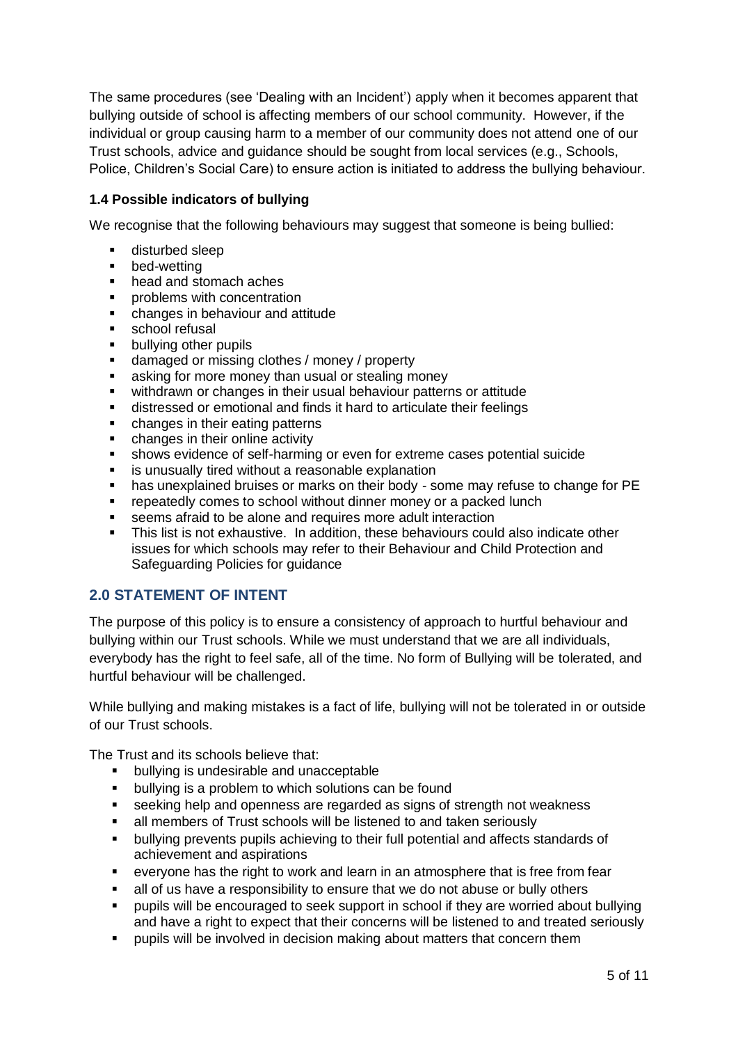The same procedures (see 'Dealing with an Incident') apply when it becomes apparent that bullying outside of school is affecting members of our school community. However, if the individual or group causing harm to a member of our community does not attend one of our Trust schools, advice and guidance should be sought from local services (e.g., Schools, Police, Children's Social Care) to ensure action is initiated to address the bullying behaviour.

### 1.4 Possible indicators of bullying

We recognise that the following behaviours may suggest that someone is being bullied:

- disturbed sleep
- bed-wetting
- head and stomach aches
- problems with concentration
- changes in behaviour and attitude
- school refusal
- bullying other pupils
- damaged or missing clothes / money / property
- asking for more money than usual or stealing money
- withdrawn or changes in their usual behaviour patterns or attitude
- distressed or emotional and finds it hard to articulate their feelings
- changes in their eating patterns
- changes in their online activity
- shows evidence of self-harming or even for extreme cases potential suicide
- is unusually tired without a reasonable explanation
- has unexplained bruises or marks on their body - some may refuse to change for PE
- repeatedly comes to school without dinner money or a packed lunch
- seems afraid to be alone and requires more adult interaction
- This list is not exhaustive. In addition, these behaviours could also indicate other issues for which schools may refer to their Behaviour and Child Protection and Safeguarding Policies for guidance

## 2.0 STATEMENT OF INTENT

The purpose of this policy is to ensure a consistency of approach to hurtful behaviour and bullying within our Trust schools. While we must understand that we are all individuals, everybody has the right to feel safe, all of the time. No form of Bullying will be tolerated, and hurtful behaviour will be challenged.

While bullying and making mistakes is a fact of life, bullying will not be tolerated in or outside of our Trust schools.

The Trust and its schools believe that:

- bullying is undesirable and unacceptable
- bullying is a problem to which solutions can be found
- seeking help and openness are regarded as signs of strength not weakness
- all members of Trust schools will be listened to and taken seriously
- bullying prevents pupils achieving to their full potential and affects standards of achievement and aspirations
- everyone has the right to work and learn in an atmosphere that is free from fear
- all of us have a responsibility to ensure that we do not abuse or bully others
- pupils will be encouraged to seek support in school if they are worried about bullying and have a right to expect that their concerns will be listened to and treated seriously
- pupils will be involved in decision making about matters that concern them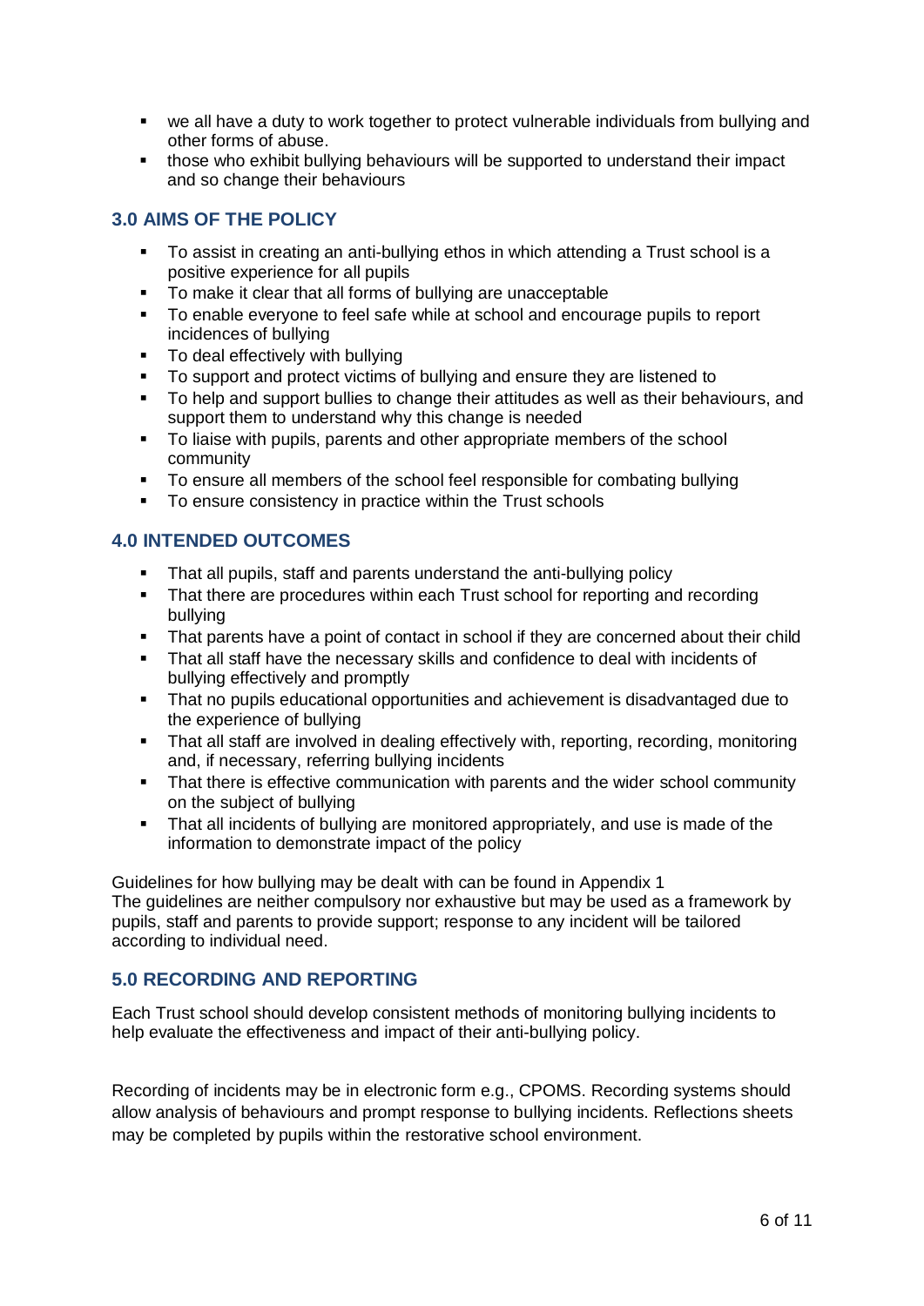- we all have a duty to work together to protect vulnerable individuals from bullying and other forms of abuse.
- those who exhibit bullying behaviours will be supported to understand their impact and so change their behaviours

## 3.0 AIMS OF THE POLICY

- To assist in creating an anti-bullying ethos in which attending a Trust school is a positive experience for all pupils
- To make it clear that all forms of bullying are unacceptable
- To enable everyone to feel safe while at school and encourage pupils to report incidences of bullying
- To deal effectively with bullying
- To support and protect victims of bullying and ensure they are listened to
- To help and support bullies to change their attitudes as well as their behaviours, and support them to understand why this change is needed
- To liaise with pupils, parents and other appropriate members of the school community
- To ensure all members of the school feel responsible for combating bullying
- To ensure consistency in practice within the Trust schools

## 4.0 INTENDED OUTCOMES

- That all pupils, staff and parents understand the anti-bullying policy
- That there are procedures within each Trust school for reporting and recording bullying
- That parents have a point of contact in school if they are concerned about their child
- That all staff have the necessary skills and confidence to deal with incidents of bullying effectively and promptly
- That no pupils educational opportunities and achievement is disadvantaged due to the experience of bullying
- That all staff are involved in dealing effectively with, reporting, recording, monitoring and, if necessary, referring bullying incidents
- That there is effective communication with parents and the wider school community on the subject of bullying
- That all incidents of bullying are monitored appropriately, and use is made of the information to demonstrate impact of the policy

Guidelines for how bullying may be dealt with can be found in Appendix 1
The guidelines are neither compulsory nor exhaustive but may be used as a framework by pupils, staff and parents to provide support; response to any incident will be tailored according to individual need.

## 5.0 RECORDING AND REPORTING

Each Trust school should develop consistent methods of monitoring bullying incidents to help evaluate the effectiveness and impact of their anti-bullying policy.

Recording of incidents may be in electronic form e.g., CPOMS. Recording systems should allow analysis of behaviours and prompt response to bullying incidents. Reflections sheets may be completed by pupils within the restorative school environment.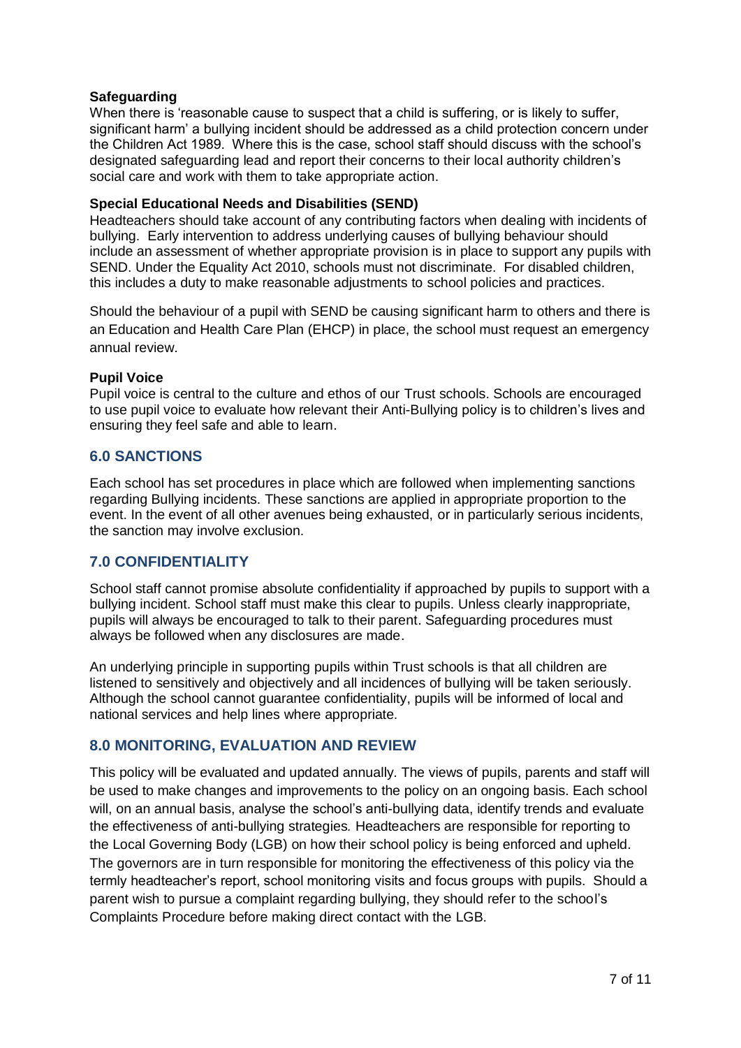**Safeguarding**

When there is 'reasonable cause to suspect that a child is suffering, or is likely to suffer, significant harm' a bullying incident should be addressed as a child protection concern under the Children Act 1989. Where this is the case, school staff should discuss with the school's designated safeguarding lead and report their concerns to their local authority children's social care and work with them to take appropriate action.

**Special Educational Needs and Disabilities (SEND)**

Headteachers should take account of any contributing factors when dealing with incidents of bullying. Early intervention to address underlying causes of bullying behaviour should include an assessment of whether appropriate provision is in place to support any pupils with SEND. Under the Equality Act 2010, schools must not discriminate. For disabled children, this includes a duty to make reasonable adjustments to school policies and practices.

Should the behaviour of a pupil with SEND be causing significant harm to others and there is an Education and Health Care Plan (EHCP) in place, the school must request an emergency annual review.

**Pupil Voice**

Pupil voice is central to the culture and ethos of our Trust schools. Schools are encouraged to use pupil voice to evaluate how relevant their Anti-Bullying policy is to children's lives and ensuring they feel safe and able to learn.

## 6.0 SANCTIONS

Each school has set procedures in place which are followed when implementing sanctions regarding Bullying incidents. These sanctions are applied in appropriate proportion to the event. In the event of all other avenues being exhausted, or in particularly serious incidents, the sanction may involve exclusion.

## 7.0 CONFIDENTIALITY

School staff cannot promise absolute confidentiality if approached by pupils to support with a bullying incident. School staff must make this clear to pupils. Unless clearly inappropriate, pupils will always be encouraged to talk to their parent. Safeguarding procedures must always be followed when any disclosures are made.

An underlying principle in supporting pupils within Trust schools is that all children are listened to sensitively and objectively and all incidences of bullying will be taken seriously. Although the school cannot guarantee confidentiality, pupils will be informed of local and national services and help lines where appropriate.

## 8.0 MONITORING, EVALUATION AND REVIEW

This policy will be evaluated and updated annually. The views of pupils, parents and staff will be used to make changes and improvements to the policy on an ongoing basis. Each school will, on an annual basis, analyse the school's anti-bullying data, identify trends and evaluate the effectiveness of anti-bullying strategies. Headteachers are responsible for reporting to the Local Governing Body (LGB) on how their school policy is being enforced and upheld. The governors are in turn responsible for monitoring the effectiveness of this policy via the termly headteacher's report, school monitoring visits and focus groups with pupils. Should a parent wish to pursue a complaint regarding bullying, they should refer to the school's Complaints Procedure before making direct contact with the LGB.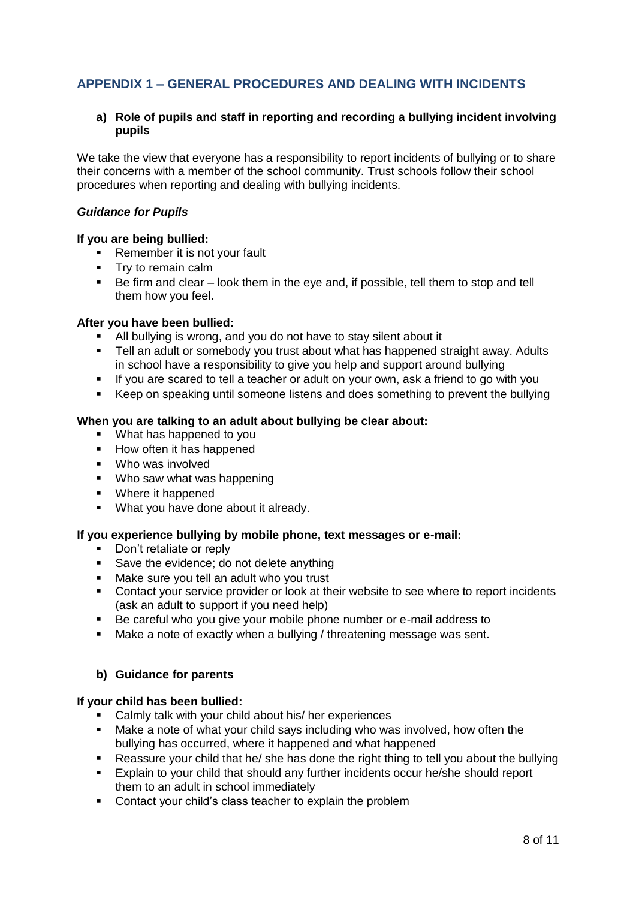## APPENDIX 1 – GENERAL PROCEDURES AND DEALING WITH INCIDENTS

### a) Role of pupils and staff in reporting and recording a bullying incident involving pupils

We take the view that everyone has a responsibility to report incidents of bullying or to share their concerns with a member of the school community. Trust schools follow their school procedures when reporting and dealing with bullying incidents.

***Guidance for Pupils***

**If you are being bullied:**

- Remember it is not your fault
- Try to remain calm
- Be firm and clear – look them in the eye and, if possible, tell them to stop and tell them how you feel.

**After you have been bullied:**

- All bullying is wrong, and you do not have to stay silent about it
- Tell an adult or somebody you trust about what has happened straight away. Adults in school have a responsibility to give you help and support around bullying
- If you are scared to tell a teacher or adult on your own, ask a friend to go with you
- Keep on speaking until someone listens and does something to prevent the bullying

**When you are talking to an adult about bullying be clear about:**

- What has happened to you
- How often it has happened
- Who was involved
- Who saw what was happening
- Where it happened
- What you have done about it already.

**If you experience bullying by mobile phone, text messages or e-mail:**

- Don't retaliate or reply
- Save the evidence; do not delete anything
- Make sure you tell an adult who you trust
- Contact your service provider or look at their website to see where to report incidents (ask an adult to support if you need help)
- Be careful who you give your mobile phone number or e-mail address to
- Make a note of exactly when a bullying / threatening message was sent.

### b) Guidance for parents

**If your child has been bullied:**

- Calmly talk with your child about his/ her experiences
- Make a note of what your child says including who was involved, how often the bullying has occurred, where it happened and what happened
- Reassure your child that he/ she has done the right thing to tell you about the bullying
- Explain to your child that should any further incidents occur he/she should report them to an adult in school immediately
- Contact your child's class teacher to explain the problem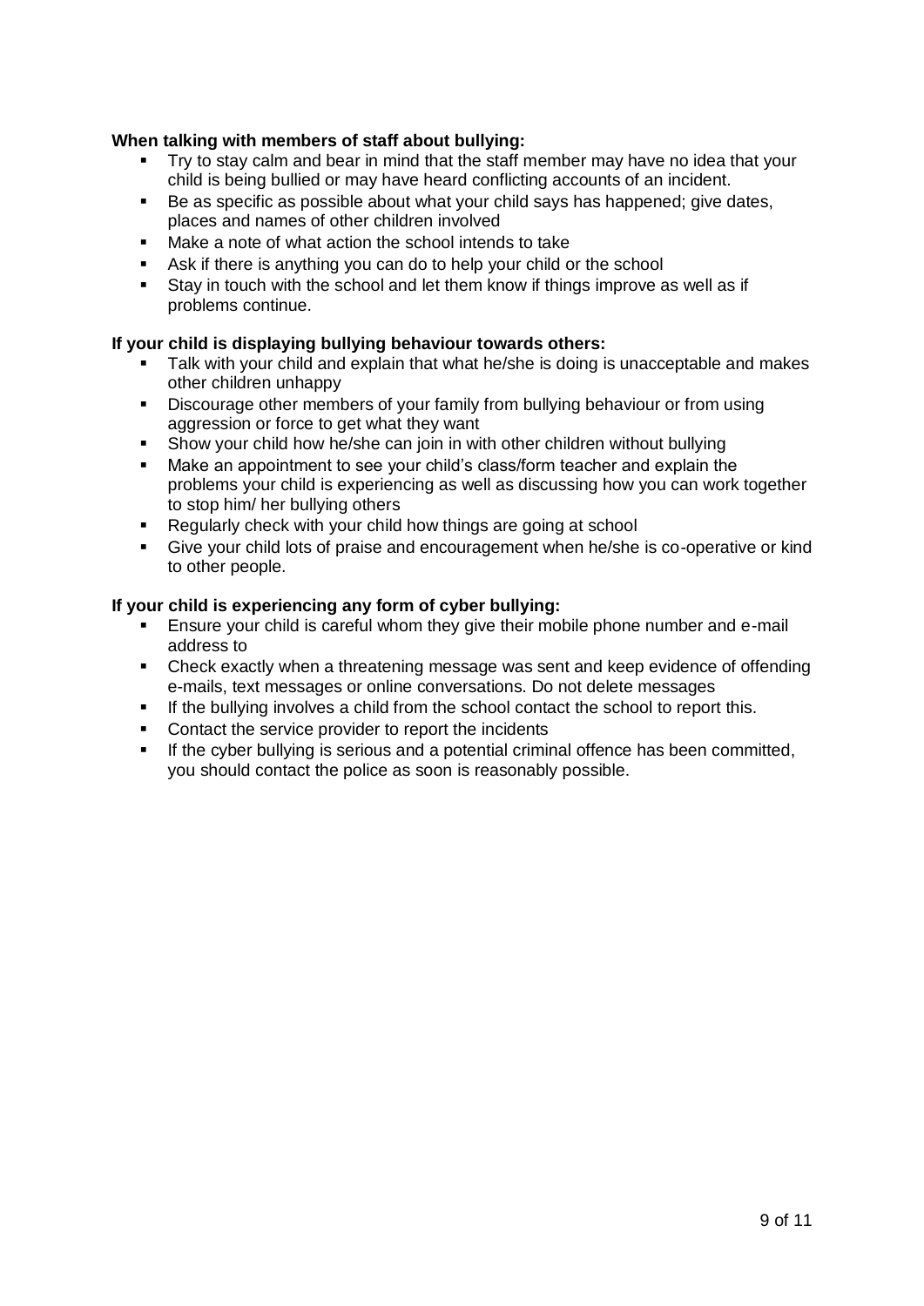**When talking with members of staff about bullying:**

- Try to stay calm and bear in mind that the staff member may have no idea that your child is being bullied or may have heard conflicting accounts of an incident.
- Be as specific as possible about what your child says has happened; give dates, places and names of other children involved
- Make a note of what action the school intends to take
- Ask if there is anything you can do to help your child or the school
- Stay in touch with the school and let them know if things improve as well as if problems continue.

**If your child is displaying bullying behaviour towards others:**

- Talk with your child and explain that what he/she is doing is unacceptable and makes other children unhappy
- Discourage other members of your family from bullying behaviour or from using aggression or force to get what they want
- Show your child how he/she can join in with other children without bullying
- Make an appointment to see your child's class/form teacher and explain the problems your child is experiencing as well as discussing how you can work together to stop him/ her bullying others
- Regularly check with your child how things are going at school
- Give your child lots of praise and encouragement when he/she is co-operative or kind to other people.

**If your child is experiencing any form of cyber bullying:**

- Ensure your child is careful whom they give their mobile phone number and e-mail address to
- Check exactly when a threatening message was sent and keep evidence of offending e-mails, text messages or online conversations. Do not delete messages
- If the bullying involves a child from the school contact the school to report this.
- Contact the service provider to report the incidents
- If the cyber bullying is serious and a potential criminal offence has been committed, you should contact the police as soon is reasonably possible.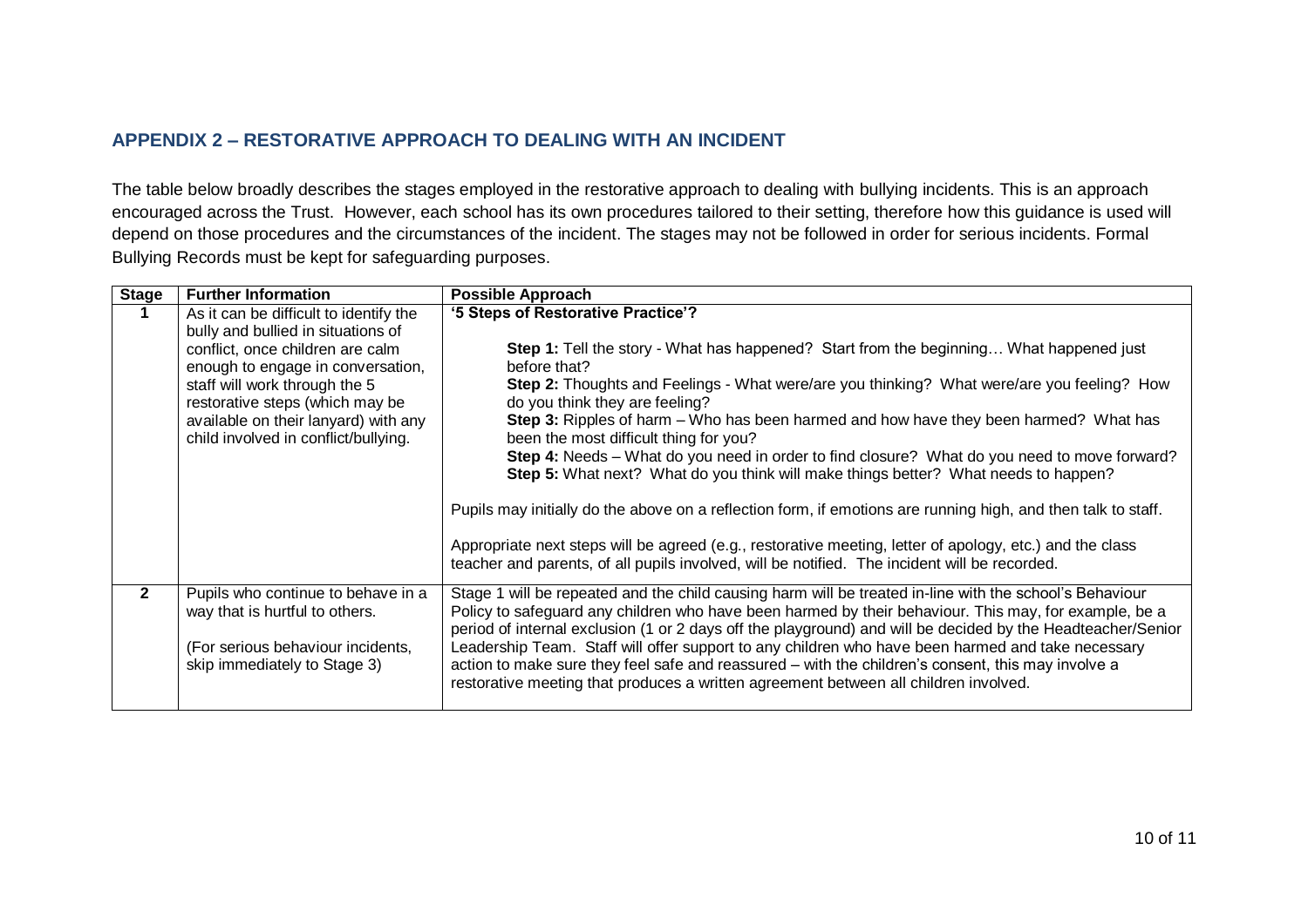## APPENDIX 2 – RESTORATIVE APPROACH TO DEALING WITH AN INCIDENT

The table below broadly describes the stages employed in the restorative approach to dealing with bullying incidents. This is an approach encouraged across the Trust. However, each school has its own procedures tailored to their setting, therefore how this guidance is used will depend on those procedures and the circumstances of the incident. The stages may not be followed in order for serious incidents. Formal Bullying Records must be kept for safeguarding purposes.

| Stage | Further Information | Possible Approach |
|---|---|---|
| **1** | As it can be difficult to identify the bully and bullied in situations of conflict, once children are calm enough to engage in conversation, staff will work through the 5 restorative steps (which may be available on their lanyard) with any child involved in conflict/bullying. | **'5 Steps of Restorative Practice'?**<br><br>**Step 1:** Tell the story - What has happened? Start from the beginning… What happened just before that?<br>**Step 2:** Thoughts and Feelings - What were/are you thinking? What were/are you feeling? How do you think they are feeling?<br>**Step 3:** Ripples of harm – Who has been harmed and how have they been harmed? What has been the most difficult thing for you?<br>**Step 4:** Needs – What do you need in order to find closure? What do you need to move forward?<br>**Step 5:** What next? What do you think will make things better? What needs to happen?<br><br>Pupils may initially do the above on a reflection form, if emotions are running high, and then talk to staff.<br><br>Appropriate next steps will be agreed (e.g., restorative meeting, letter of apology, etc.) and the class teacher and parents, of all pupils involved, will be notified. The incident will be recorded. |
| **2** | Pupils who continue to behave in a way that is hurtful to others.<br><br>(For serious behaviour incidents, skip immediately to Stage 3) | Stage 1 will be repeated and the child causing harm will be treated in-line with the school's Behaviour Policy to safeguard any children who have been harmed by their behaviour. This may, for example, be a period of internal exclusion (1 or 2 days off the playground) and will be decided by the Headteacher/Senior Leadership Team. Staff will offer support to any children who have been harmed and take necessary action to make sure they feel safe and reassured – with the children's consent, this may involve a restorative meeting that produces a written agreement between all children involved. |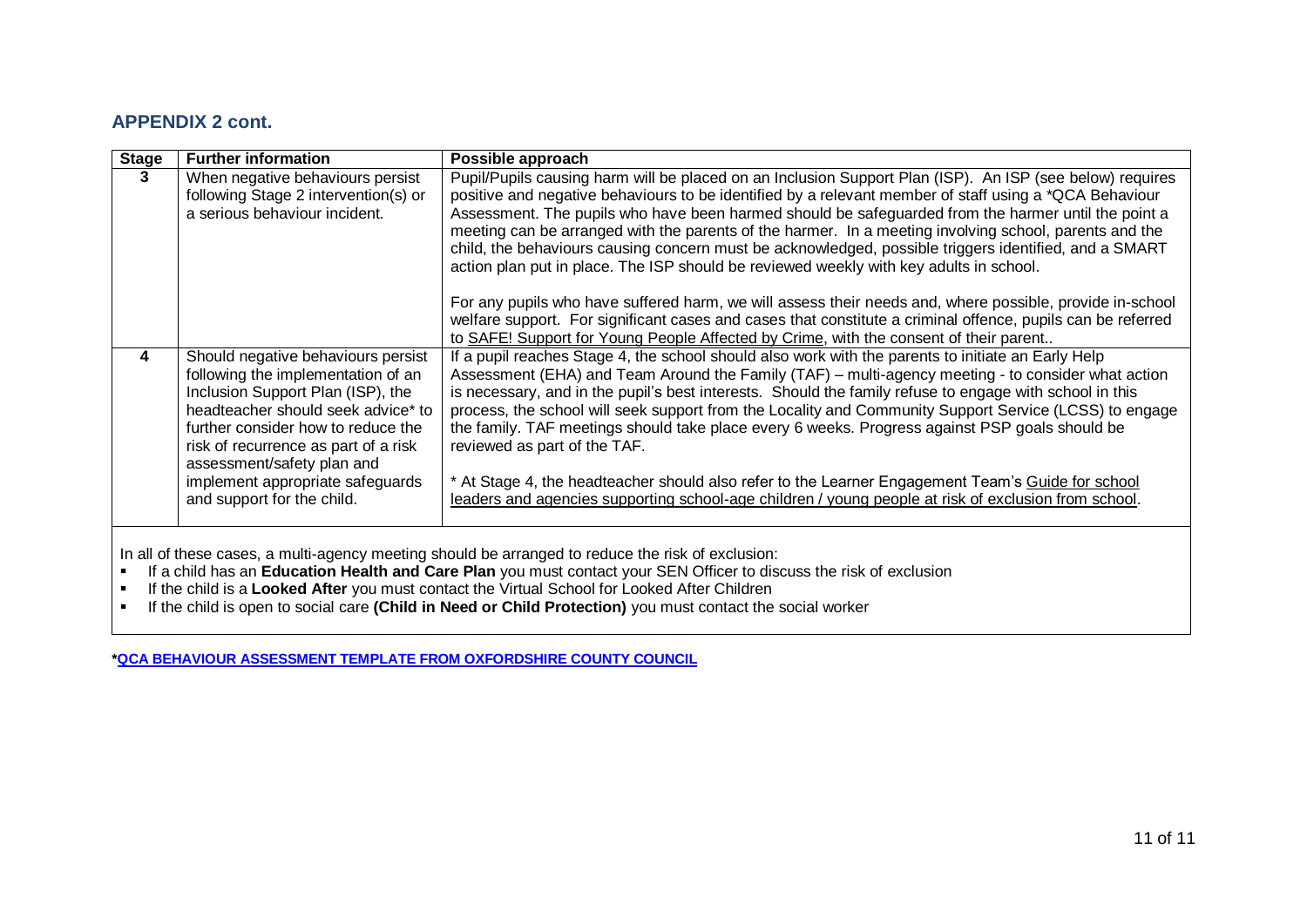## APPENDIX 2 cont.

| Stage | Further information | Possible approach |
|---|---|---|
| 3 | When negative behaviours persist following Stage 2 intervention(s) or a serious behaviour incident. | Pupil/Pupils causing harm will be placed on an Inclusion Support Plan (ISP). An ISP (see below) requires positive and negative behaviours to be identified by a relevant member of staff using a *QCA Behaviour Assessment. The pupils who have been harmed should be safeguarded from the harmer until the point a meeting can be arranged with the parents of the harmer. In a meeting involving school, parents and the child, the behaviours causing concern must be acknowledged, possible triggers identified, and a SMART action plan put in place. The ISP should be reviewed weekly with key adults in school.<br><br>For any pupils who have suffered harm, we will assess their needs and, where possible, provide in-school welfare support. For significant cases and cases that constitute a criminal offence, pupils can be referred to SAFE! Support for Young People Affected by Crime, with the consent of their parent.. |
| 4 | Should negative behaviours persist following the implementation of an Inclusion Support Plan (ISP), the headteacher should seek advice* to further consider how to reduce the risk of recurrence as part of a risk assessment/safety plan and implement appropriate safeguards and support for the child. | If a pupil reaches Stage 4, the school should also work with the parents to initiate an Early Help Assessment (EHA) and Team Around the Family (TAF) – multi-agency meeting - to consider what action is necessary, and in the pupil's best interests. Should the family refuse to engage with school in this process, the school will seek support from the Locality and Community Support Service (LCSS) to engage the family. TAF meetings should take place every 6 weeks. Progress against PSP goals should be reviewed as part of the TAF.<br><br>* At Stage 4, the headteacher should also refer to the Learner Engagement Team's Guide for school leaders and agencies supporting school-age children / young people at risk of exclusion from school. |

In all of these cases, a multi-agency meeting should be arranged to reduce the risk of exclusion:

- If a child has an **Education Health and Care Plan** you must contact your SEN Officer to discuss the risk of exclusion
- If the child is a **Looked After** you must contact the Virtual School for Looked After Children
- If the child is open to social care **(Child in Need or Child Protection)** you must contact the social worker

**\*QCA BEHAVIOUR ASSESSMENT TEMPLATE FROM OXFORDSHIRE COUNTY COUNCIL**